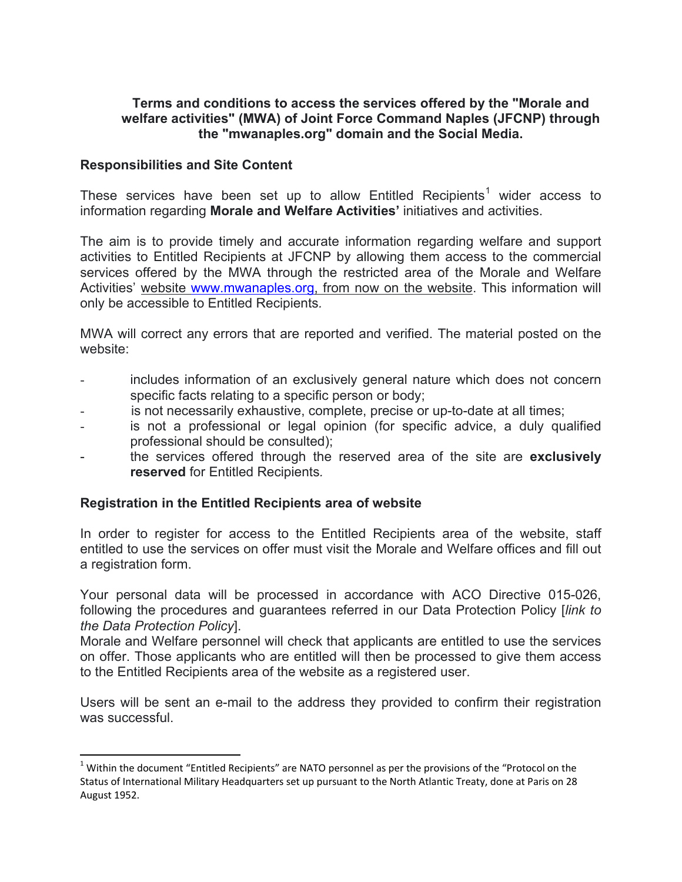# Terms and conditions to access the services offered by the "Morale and welfare activities" (MWA) of Joint Force Command Naples (JFCNP) through the "mwanaples.org" domain and the Social Media.

## Responsibilities and Site Content

These services have been set up to allow Entitled Recipients[1] wider access to information regarding **Morale and Welfare Activities'** initiatives and activities.

The aim is to provide timely and accurate information regarding welfare and support activities to Entitled Recipients at JFCNP by allowing them access to the commercial services offered by the MWA through the restricted area of the Morale and Welfare Activities' website www.mwanaples.org, from now on the website. This information will only be accessible to Entitled Recipients.

MWA will correct any errors that are reported and verified. The material posted on the website:

- includes information of an exclusively general nature which does not concern specific facts relating to a specific person or body;
- is not necessarily exhaustive, complete, precise or up-to-date at all times;
- is not a professional or legal opinion (for specific advice, a duly qualified professional should be consulted);
- the services offered through the reserved area of the site are **exclusively reserved** for Entitled Recipients.

## Registration in the Entitled Recipients area of website

In order to register for access to the Entitled Recipients area of the website, staff entitled to use the services on offer must visit the Morale and Welfare offices and fill out a registration form.

Your personal data will be processed in accordance with ACO Directive 015-026, following the procedures and guarantees referred in our Data Protection Policy [*link to the Data Protection Policy*].
Morale and Welfare personnel will check that applicants are entitled to use the services on offer. Those applicants who are entitled will then be processed to give them access to the Entitled Recipients area of the website as a registered user.

Users will be sent an e-mail to the address they provided to confirm their registration was successful.

---

[1] Within the document "Entitled Recipients" are NATO personnel as per the provisions of the "Protocol on the Status of International Military Headquarters set up pursuant to the North Atlantic Treaty, done at Paris on 28 August 1952.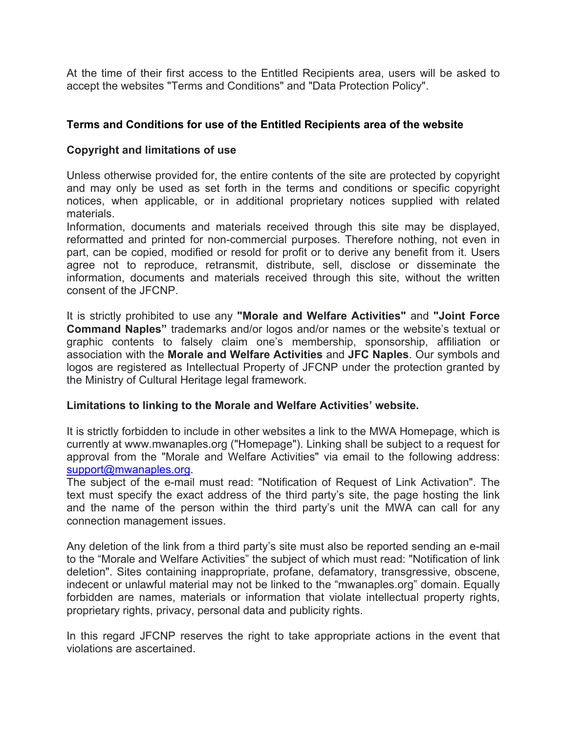At the time of their first access to the Entitled Recipients area, users will be asked to accept the websites "Terms and Conditions" and "Data Protection Policy".

**Terms and Conditions for use of the Entitled Recipients area of the website**

**Copyright and limitations of use**

Unless otherwise provided for, the entire contents of the site are protected by copyright and may only be used as set forth in the terms and conditions or specific copyright notices, when applicable, or in additional proprietary notices supplied with related materials.
Information, documents and materials received through this site may be displayed, reformatted and printed for non-commercial purposes. Therefore nothing, not even in part, can be copied, modified or resold for profit or to derive any benefit from it. Users agree not to reproduce, retransmit, distribute, sell, disclose or disseminate the information, documents and materials received through this site, without the written consent of the JFCNP.

It is strictly prohibited to use any **"Morale and Welfare Activities"** and **"Joint Force Command Naples"** trademarks and/or logos and/or names or the website's textual or graphic contents to falsely claim one's membership, sponsorship, affiliation or association with the **Morale and Welfare Activities** and **JFC Naples**. Our symbols and logos are registered as Intellectual Property of JFCNP under the protection granted by the Ministry of Cultural Heritage legal framework.

**Limitations to linking to the Morale and Welfare Activities' website.**

It is strictly forbidden to include in other websites a link to the MWA Homepage, which is currently at www.mwanaples.org ("Homepage"). Linking shall be subject to a request for approval from the "Morale and Welfare Activities" via email to the following address: support@mwanaples.org.
The subject of the e-mail must read: "Notification of Request of Link Activation". The text must specify the exact address of the third party's site, the page hosting the link and the name of the person within the third party's unit the MWA can call for any connection management issues.

Any deletion of the link from a third party's site must also be reported sending an e-mail to the "Morale and Welfare Activities" the subject of which must read: "Notification of link deletion". Sites containing inappropriate, profane, defamatory, transgressive, obscene, indecent or unlawful material may not be linked to the "mwanaples.org" domain. Equally forbidden are names, materials or information that violate intellectual property rights, proprietary rights, privacy, personal data and publicity rights.

In this regard JFCNP reserves the right to take appropriate actions in the event that violations are ascertained.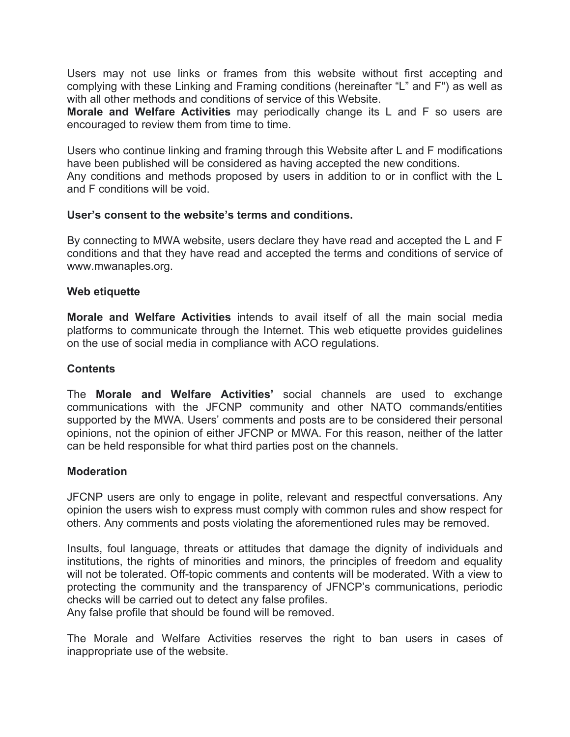Users may not use links or frames from this website without first accepting and complying with these Linking and Framing conditions (hereinafter “L” and F") as well as with all other methods and conditions of service of this Website.
**Morale and Welfare Activities** may periodically change its L and F so users are encouraged to review them from time to time.

Users who continue linking and framing through this Website after L and F modifications have been published will be considered as having accepted the new conditions.
Any conditions and methods proposed by users in addition to or in conflict with the L and F conditions will be void.

**User’s consent to the website’s terms and conditions.**

By connecting to MWA website, users declare they have read and accepted the L and F conditions and that they have read and accepted the terms and conditions of service of www.mwanaples.org.

**Web etiquette**

**Morale and Welfare Activities** intends to avail itself of all the main social media platforms to communicate through the Internet. This web etiquette provides guidelines on the use of social media in compliance with ACO regulations.

**Contents**

The **Morale and Welfare Activities’** social channels are used to exchange communications with the JFCNP community and other NATO commands/entities supported by the MWA. Users’ comments and posts are to be considered their personal opinions, not the opinion of either JFCNP or MWA. For this reason, neither of the latter can be held responsible for what third parties post on the channels.

**Moderation**

JFCNP users are only to engage in polite, relevant and respectful conversations. Any opinion the users wish to express must comply with common rules and show respect for others. Any comments and posts violating the aforementioned rules may be removed.

Insults, foul language, threats or attitudes that damage the dignity of individuals and institutions, the rights of minorities and minors, the principles of freedom and equality will not be tolerated. Off-topic comments and contents will be moderated. With a view to protecting the community and the transparency of JFNCP’s communications, periodic checks will be carried out to detect any false profiles.
Any false profile that should be found will be removed.

The Morale and Welfare Activities reserves the right to ban users in cases of inappropriate use of the website.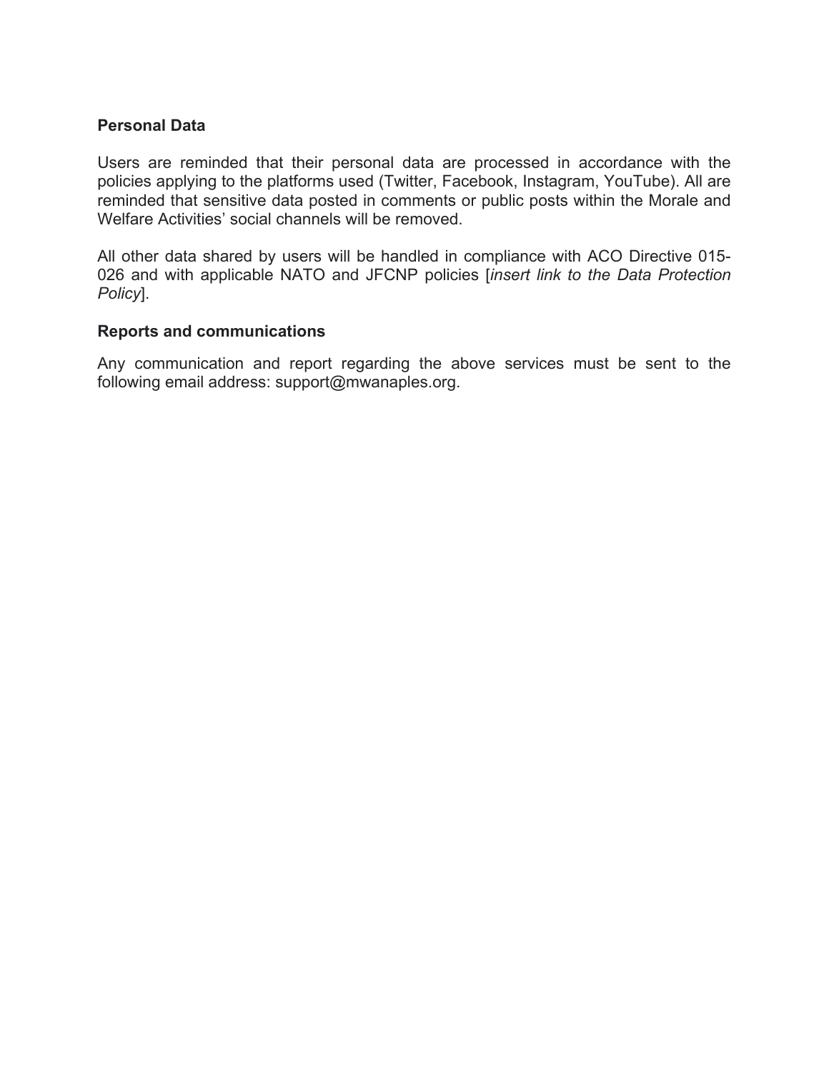**Personal Data**

Users are reminded that their personal data are processed in accordance with the policies applying to the platforms used (Twitter, Facebook, Instagram, YouTube). All are reminded that sensitive data posted in comments or public posts within the Morale and Welfare Activities' social channels will be removed.

All other data shared by users will be handled in compliance with ACO Directive 015-026 and with applicable NATO and JFCNP policies [*insert link to the Data Protection Policy*].

**Reports and communications**

Any communication and report regarding the above services must be sent to the following email address: support@mwanaples.org.